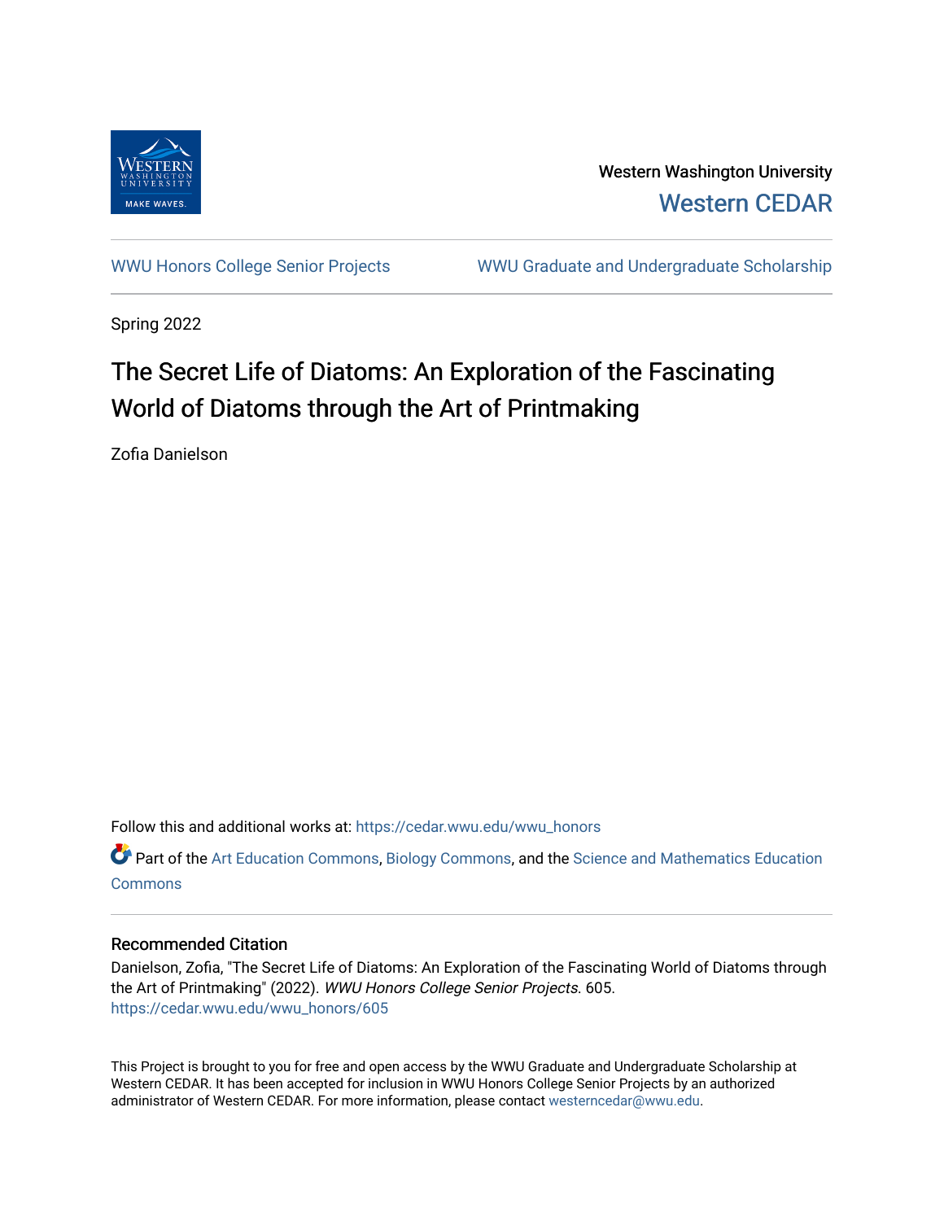Western Washington University

Western CEDAR

WWU Honors College Senior Projects

WWU Graduate and Undergraduate Scholarship

Spring 2022

# The Secret Life of Diatoms: An Exploration of the Fascinating World of Diatoms through the Art of Printmaking

Zofia Danielson

Follow this and additional works at: https://cedar.wwu.edu/wwu_honors

Part of the Art Education Commons, Biology Commons, and the Science and Mathematics Education Commons

## Recommended Citation

Danielson, Zofia, "The Secret Life of Diatoms: An Exploration of the Fascinating World of Diatoms through the Art of Printmaking" (2022). *WWU Honors College Senior Projects*. 605.
https://cedar.wwu.edu/wwu_honors/605

This Project is brought to you for free and open access by the WWU Graduate and Undergraduate Scholarship at Western CEDAR. It has been accepted for inclusion in WWU Honors College Senior Projects by an authorized administrator of Western CEDAR. For more information, please contact westerncedar@wwu.edu.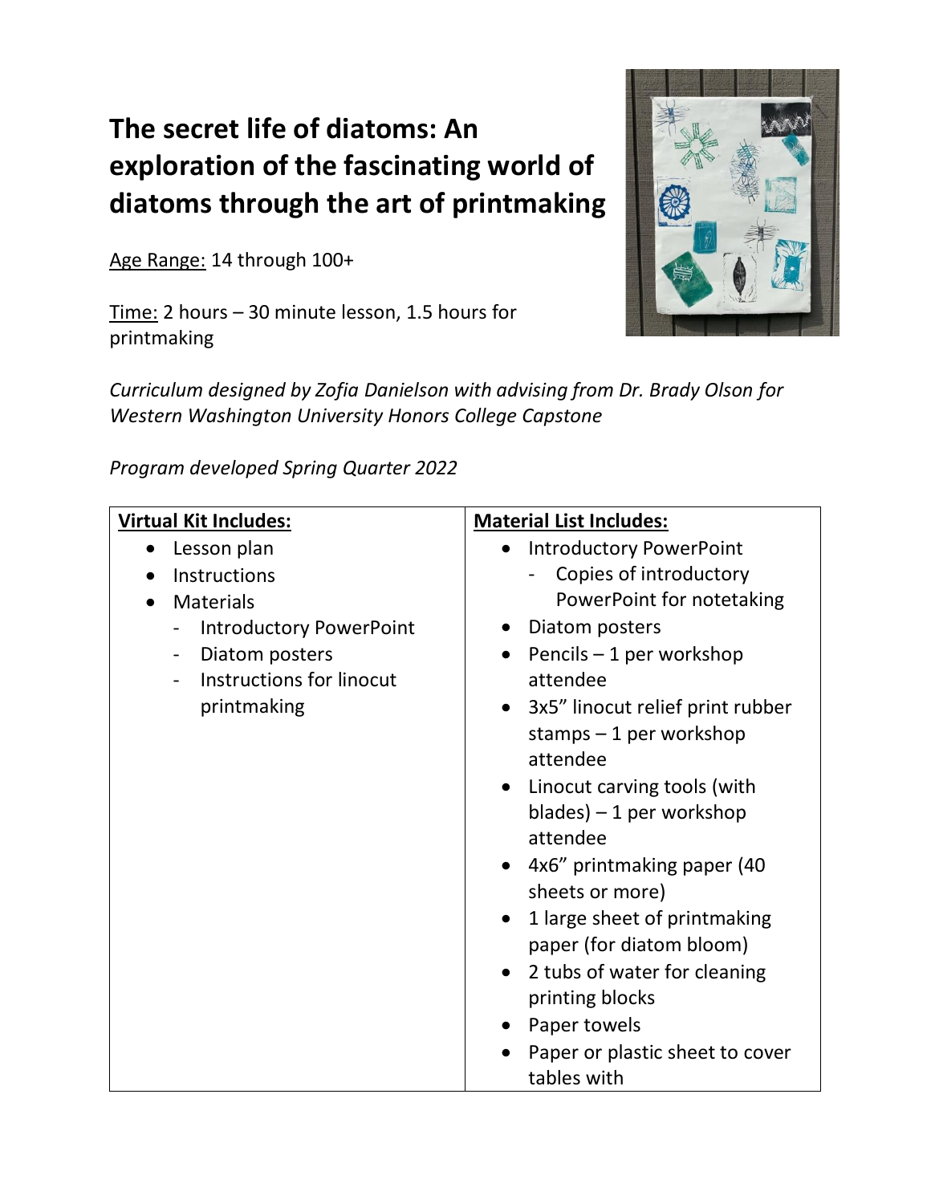# The secret life of diatoms: An exploration of the fascinating world of diatoms through the art of printmaking

Age Range: 14 through 100+

Time: 2 hours – 30 minute lesson, 1.5 hours for printmaking

*Curriculum designed by Zofia Danielson with advising from Dr. Brady Olson for Western Washington University Honors College Capstone*

*Program developed Spring Quarter 2022*

| **Virtual Kit Includes:** | **Material List Includes:** |
| --- | --- |
| • Lesson plan<br>• Instructions<br>• Materials<br>  - Introductory PowerPoint<br>  - Diatom posters<br>  - Instructions for linocut printmaking | • Introductory PowerPoint<br>  - Copies of introductory PowerPoint for notetaking<br>• Diatom posters<br>• Pencils – 1 per workshop attendee<br>• 3x5" linocut relief print rubber stamps – 1 per workshop attendee<br>• Linocut carving tools (with blades) – 1 per workshop attendee<br>• 4x6" printmaking paper (40 sheets or more)<br>• 1 large sheet of printmaking paper (for diatom bloom)<br>• 2 tubs of water for cleaning printing blocks<br>• Paper towels<br>• Paper or plastic sheet to cover tables with |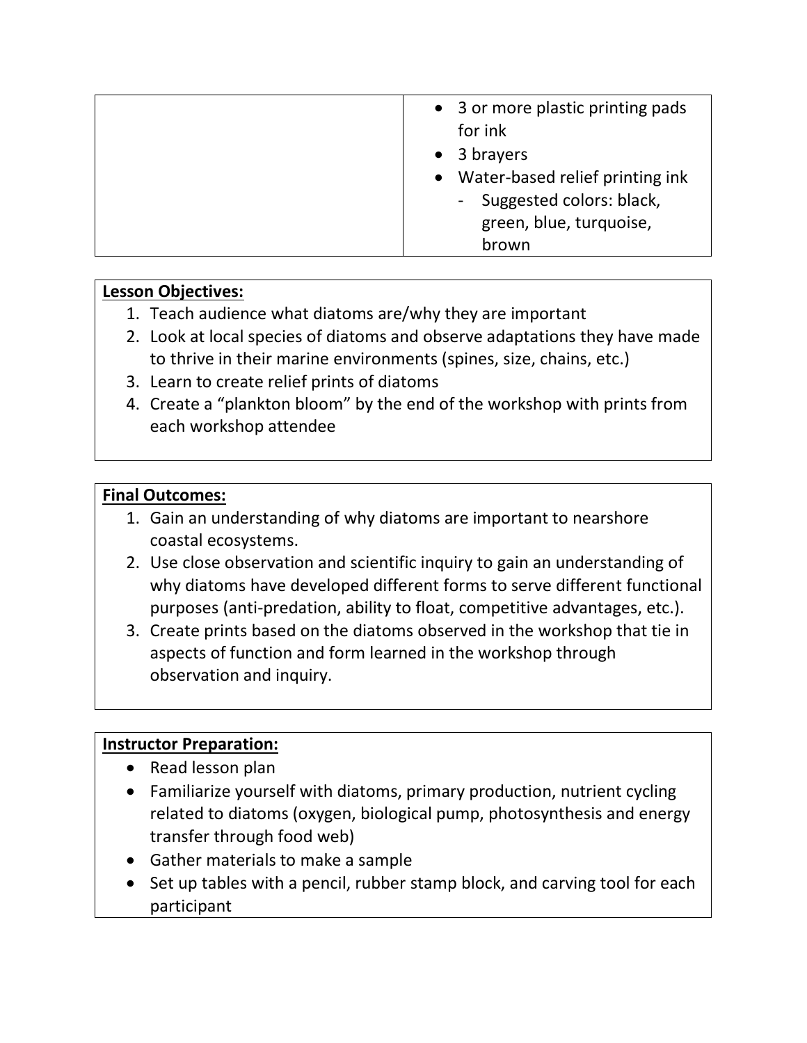| | |
|---|---|
| | • 3 or more plastic printing pads for ink<br>• 3 brayers<br>• Water-based relief printing ink<br>&nbsp;&nbsp;&nbsp;- Suggested colors: black, green, blue, turquoise, brown |

**Lesson Objectives:**

1. Teach audience what diatoms are/why they are important
2. Look at local species of diatoms and observe adaptations they have made to thrive in their marine environments (spines, size, chains, etc.)
3. Learn to create relief prints of diatoms
4. Create a "plankton bloom" by the end of the workshop with prints from each workshop attendee

**Final Outcomes:**

1. Gain an understanding of why diatoms are important to nearshore coastal ecosystems.
2. Use close observation and scientific inquiry to gain an understanding of why diatoms have developed different forms to serve different functional purposes (anti-predation, ability to float, competitive advantages, etc.).
3. Create prints based on the diatoms observed in the workshop that tie in aspects of function and form learned in the workshop through observation and inquiry.

**Instructor Preparation:**

- Read lesson plan
- Familiarize yourself with diatoms, primary production, nutrient cycling related to diatoms (oxygen, biological pump, photosynthesis and energy transfer through food web)
- Gather materials to make a sample
- Set up tables with a pencil, rubber stamp block, and carving tool for each participant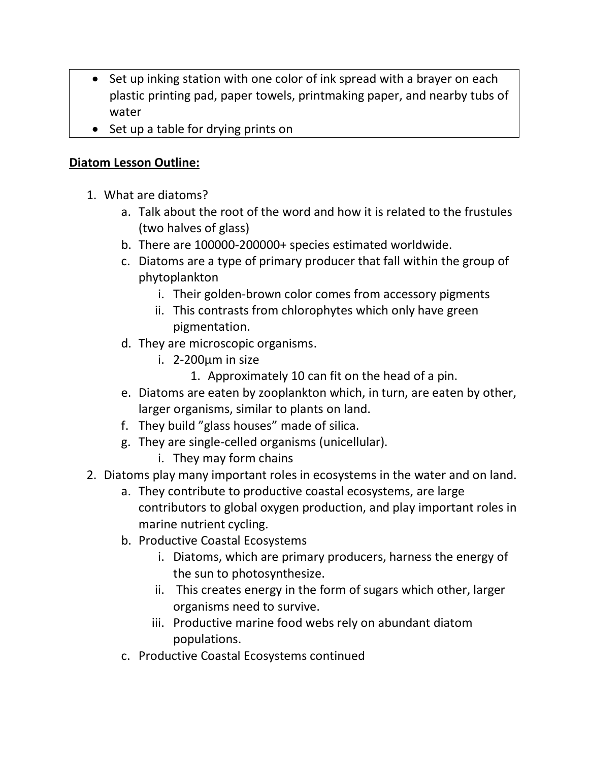- Set up inking station with one color of ink spread with a brayer on each plastic printing pad, paper towels, printmaking paper, and nearby tubs of water
- Set up a table for drying prints on

**Diatom Lesson Outline:**

1. What are diatoms?
    a. Talk about the root of the word and how it is related to the frustules (two halves of glass)
    b. There are 100000-200000+ species estimated worldwide.
    c. Diatoms are a type of primary producer that fall within the group of phytoplankton
        i. Their golden-brown color comes from accessory pigments
        ii. This contrasts from chlorophytes which only have green pigmentation.
    d. They are microscopic organisms.
        i. 2-200µm in size
            1. Approximately 10 can fit on the head of a pin.
    e. Diatoms are eaten by zooplankton which, in turn, are eaten by other, larger organisms, similar to plants on land.
    f. They build ”glass houses” made of silica.
    g. They are single-celled organisms (unicellular).
        i. They may form chains
2. Diatoms play many important roles in ecosystems in the water and on land.
    a. They contribute to productive coastal ecosystems, are large contributors to global oxygen production, and play important roles in marine nutrient cycling.
    b. Productive Coastal Ecosystems
        i. Diatoms, which are primary producers, harness the energy of the sun to photosynthesize.
        ii. This creates energy in the form of sugars which other, larger organisms need to survive.
        iii. Productive marine food webs rely on abundant diatom populations.
    c. Productive Coastal Ecosystems continued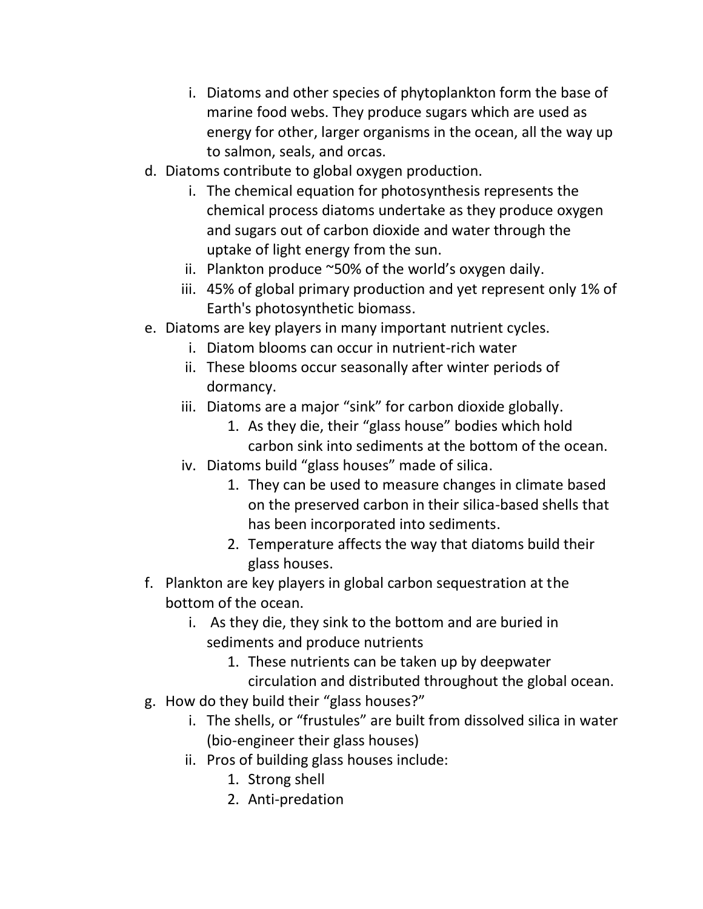i. Diatoms and other species of phytoplankton form the base of marine food webs. They produce sugars which are used as energy for other, larger organisms in the ocean, all the way up to salmon, seals, and orcas.

   d. Diatoms contribute to global oxygen production.
      i. The chemical equation for photosynthesis represents the chemical process diatoms undertake as they produce oxygen and sugars out of carbon dioxide and water through the uptake of light energy from the sun.
      ii. Plankton produce ~50% of the world's oxygen daily.
      iii. 45% of global primary production and yet represent only 1% of Earth's photosynthetic biomass.

   e. Diatoms are key players in many important nutrient cycles.
      i. Diatom blooms can occur in nutrient-rich water
      ii. These blooms occur seasonally after winter periods of dormancy.
      iii. Diatoms are a major "sink" for carbon dioxide globally.
         1. As they die, their "glass house" bodies which hold carbon sink into sediments at the bottom of the ocean.
      iv. Diatoms build "glass houses" made of silica.
         1. They can be used to measure changes in climate based on the preserved carbon in their silica-based shells that has been incorporated into sediments.
         2. Temperature affects the way that diatoms build their glass houses.

   f. Plankton are key players in global carbon sequestration at the bottom of the ocean.
      i. As they die, they sink to the bottom and are buried in sediments and produce nutrients
         1. These nutrients can be taken up by deepwater circulation and distributed throughout the global ocean.

   g. How do they build their "glass houses?"
      i. The shells, or "frustules" are built from dissolved silica in water (bio-engineer their glass houses)
      ii. Pros of building glass houses include:
         1. Strong shell
         2. Anti-predation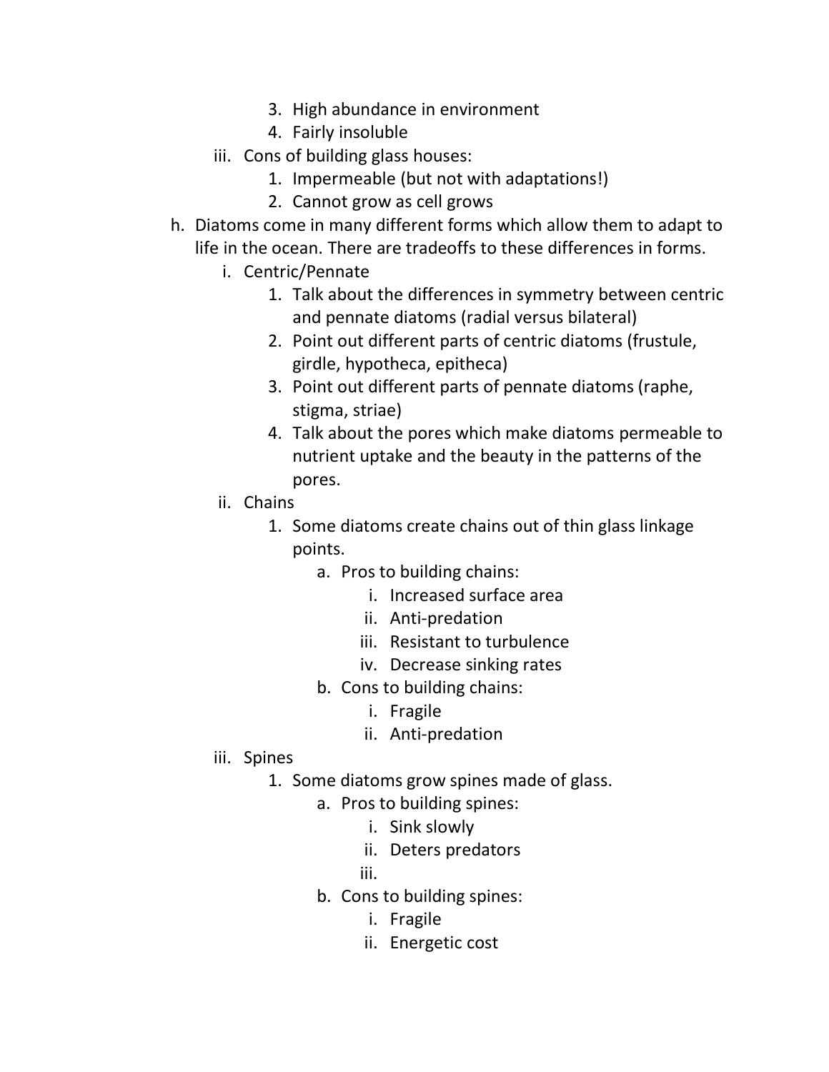3. High abundance in environment
      4. Fairly insoluble
  - iii. Cons of building glass houses:
      1. Impermeable (but not with adaptations!)
      2. Cannot grow as cell grows

h. Diatoms come in many different forms which allow them to adapt to life in the ocean. There are tradeoffs to these differences in forms.
  - i. Centric/Pennate
      1. Talk about the differences in symmetry between centric and pennate diatoms (radial versus bilateral)
      2. Point out different parts of centric diatoms (frustule, girdle, hypotheca, epitheca)
      3. Point out different parts of pennate diatoms (raphe, stigma, striae)
      4. Talk about the pores which make diatoms permeable to nutrient uptake and the beauty in the patterns of the pores.
  - ii. Chains
      1. Some diatoms create chains out of thin glass linkage points.
          - a. Pros to building chains:
              - i. Increased surface area
              - ii. Anti-predation
              - iii. Resistant to turbulence
              - iv. Decrease sinking rates
          - b. Cons to building chains:
              - i. Fragile
              - ii. Anti-predation
  - iii. Spines
      1. Some diatoms grow spines made of glass.
          - a. Pros to building spines:
              - i. Sink slowly
              - ii. Deters predators
              - iii.
          - b. Cons to building spines:
              - i. Fragile
              - ii. Energetic cost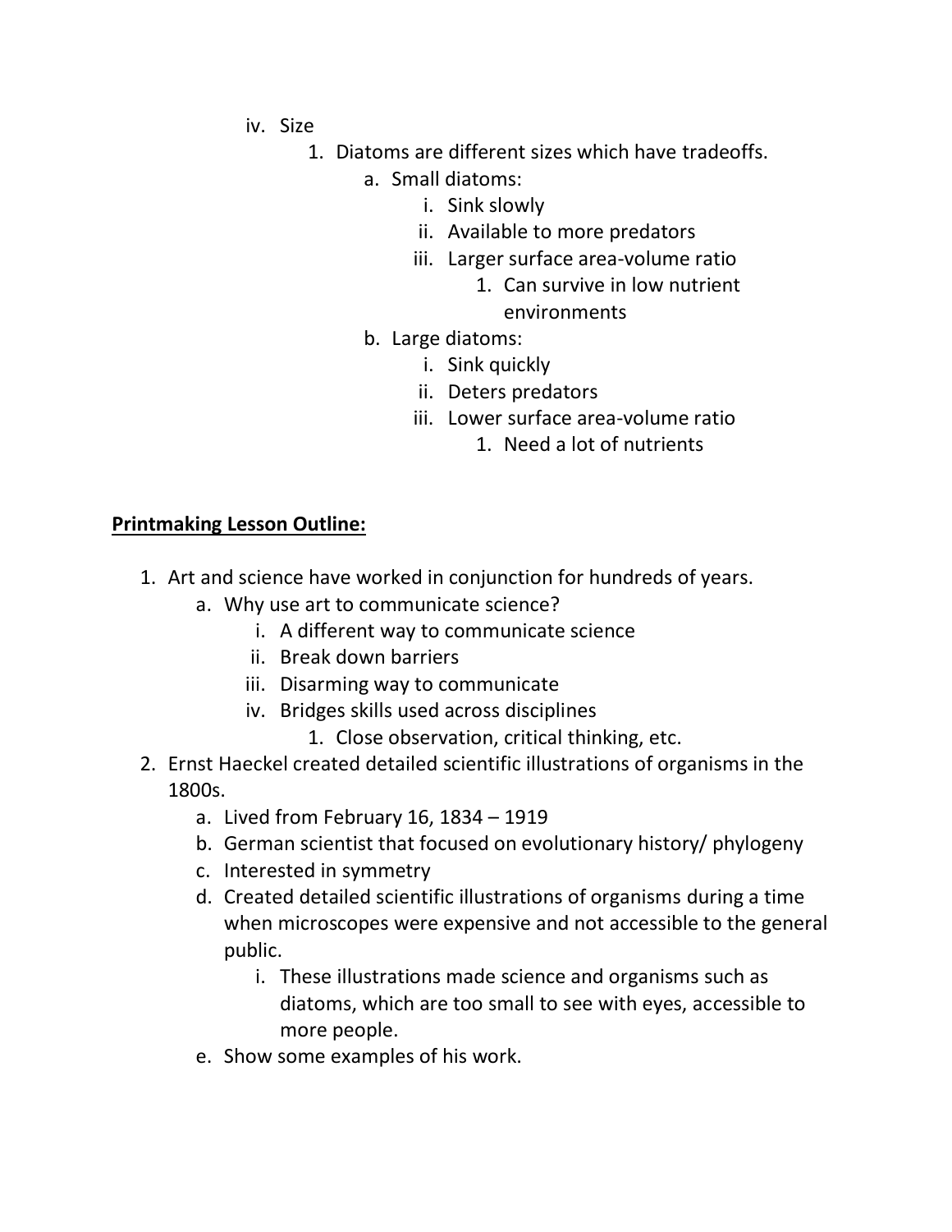iv. Size
   1. Diatoms are different sizes which have tradeoffs.
      a. Small diatoms:
         i. Sink slowly
         ii. Available to more predators
         iii. Larger surface area-volume ratio
            1. Can survive in low nutrient environments
      b. Large diatoms:
         i. Sink quickly
         ii. Deters predators
         iii. Lower surface area-volume ratio
            1. Need a lot of nutrients

**<u>Printmaking Lesson Outline:</u>**

1. Art and science have worked in conjunction for hundreds of years.
   a. Why use art to communicate science?
      i. A different way to communicate science
      ii. Break down barriers
      iii. Disarming way to communicate
      iv. Bridges skills used across disciplines
         1. Close observation, critical thinking, etc.
2. Ernst Haeckel created detailed scientific illustrations of organisms in the 1800s.
   a. Lived from February 16, 1834 – 1919
   b. German scientist that focused on evolutionary history/ phylogeny
   c. Interested in symmetry
   d. Created detailed scientific illustrations of organisms during a time when microscopes were expensive and not accessible to the general public.
      i. These illustrations made science and organisms such as diatoms, which are too small to see with eyes, accessible to more people.
   e. Show some examples of his work.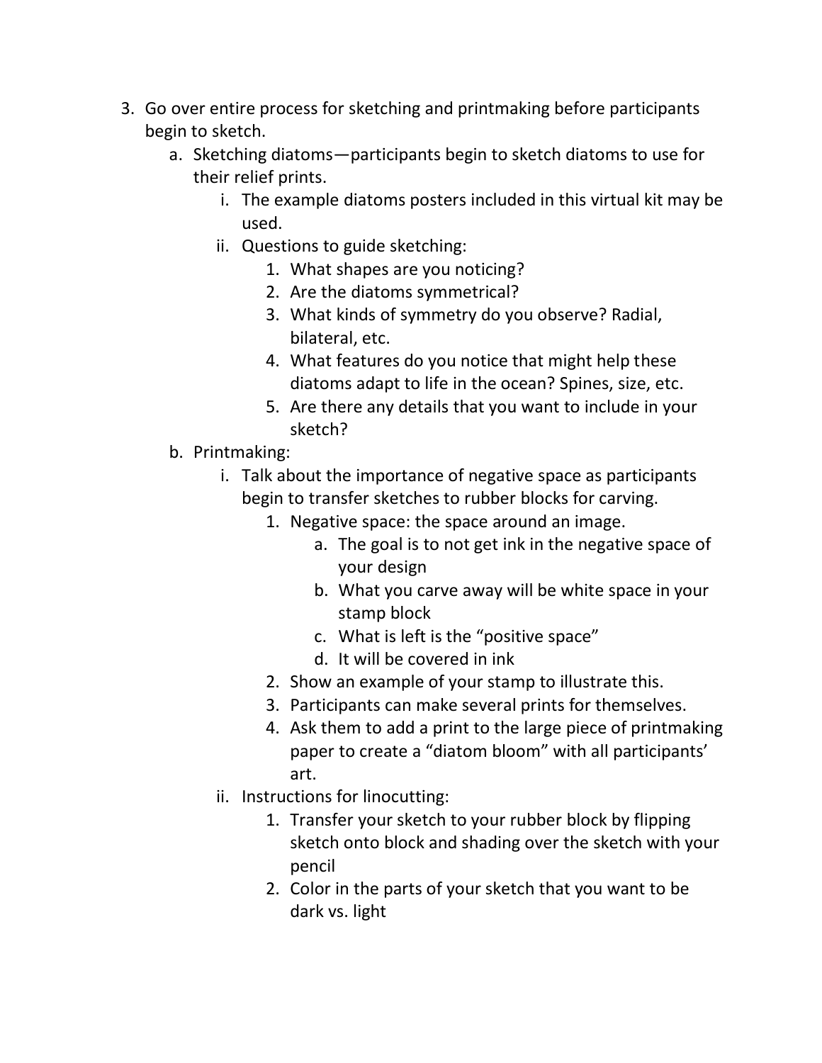3. Go over entire process for sketching and printmaking before participants begin to sketch.
    a. Sketching diatoms—participants begin to sketch diatoms to use for their relief prints.
        i. The example diatoms posters included in this virtual kit may be used.
        ii. Questions to guide sketching:
            1. What shapes are you noticing?
            2. Are the diatoms symmetrical?
            3. What kinds of symmetry do you observe? Radial, bilateral, etc.
            4. What features do you notice that might help these diatoms adapt to life in the ocean? Spines, size, etc.
            5. Are there any details that you want to include in your sketch?
    b. Printmaking:
        i. Talk about the importance of negative space as participants begin to transfer sketches to rubber blocks for carving.
            1. Negative space: the space around an image.
                a. The goal is to not get ink in the negative space of your design
                b. What you carve away will be white space in your stamp block
                c. What is left is the "positive space"
                d. It will be covered in ink
            2. Show an example of your stamp to illustrate this.
            3. Participants can make several prints for themselves.
            4. Ask them to add a print to the large piece of printmaking paper to create a "diatom bloom" with all participants' art.
        ii. Instructions for linocutting:
            1. Transfer your sketch to your rubber block by flipping sketch onto block and shading over the sketch with your pencil
            2. Color in the parts of your sketch that you want to be dark vs. light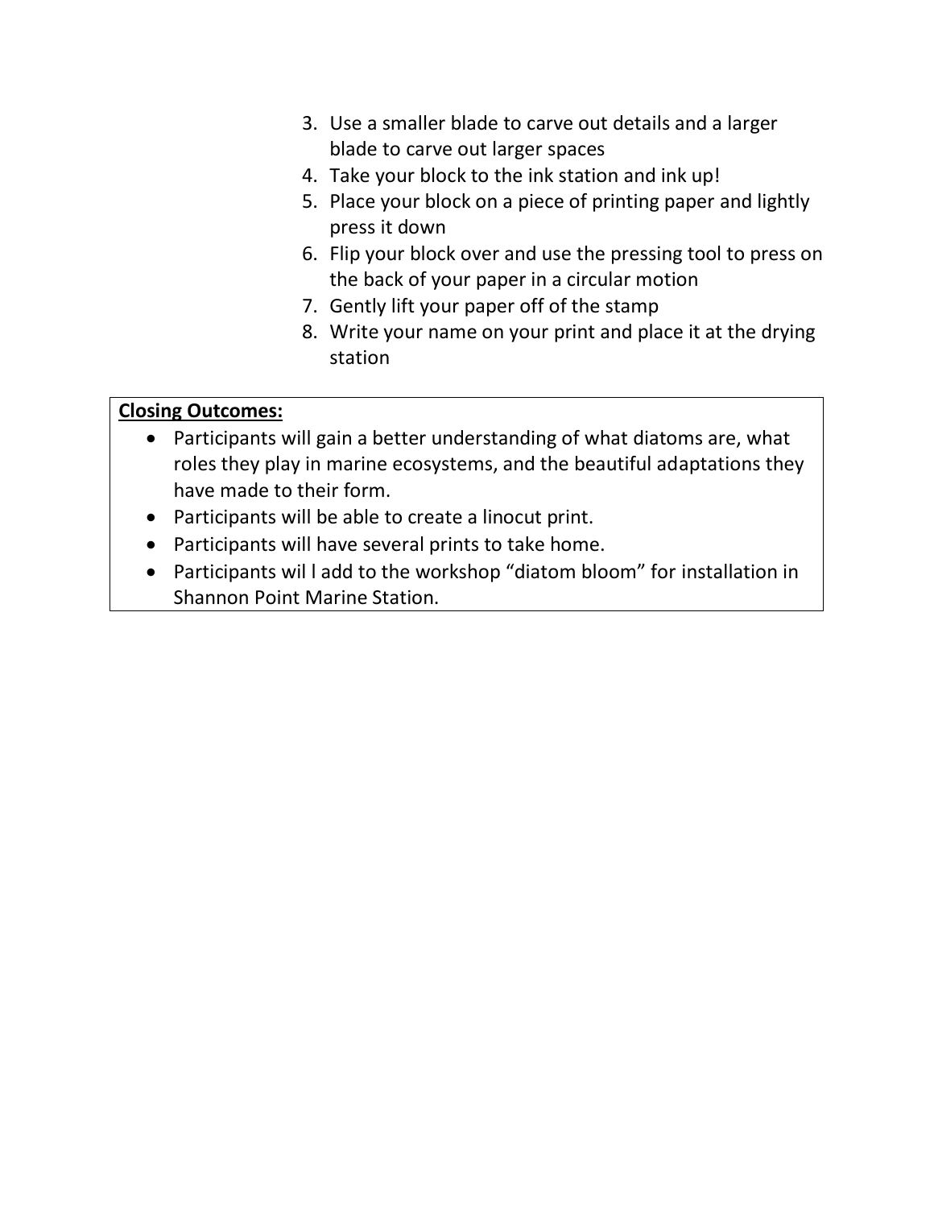3. Use a smaller blade to carve out details and a larger blade to carve out larger spaces
4. Take your block to the ink station and ink up!
5. Place your block on a piece of printing paper and lightly press it down
6. Flip your block over and use the pressing tool to press on the back of your paper in a circular motion
7. Gently lift your paper off of the stamp
8. Write your name on your print and place it at the drying station

**Closing Outcomes:**

- Participants will gain a better understanding of what diatoms are, what roles they play in marine ecosystems, and the beautiful adaptations they have made to their form.
- Participants will be able to create a linocut print.
- Participants will have several prints to take home.
- Participants wil l add to the workshop "diatom bloom" for installation in Shannon Point Marine Station.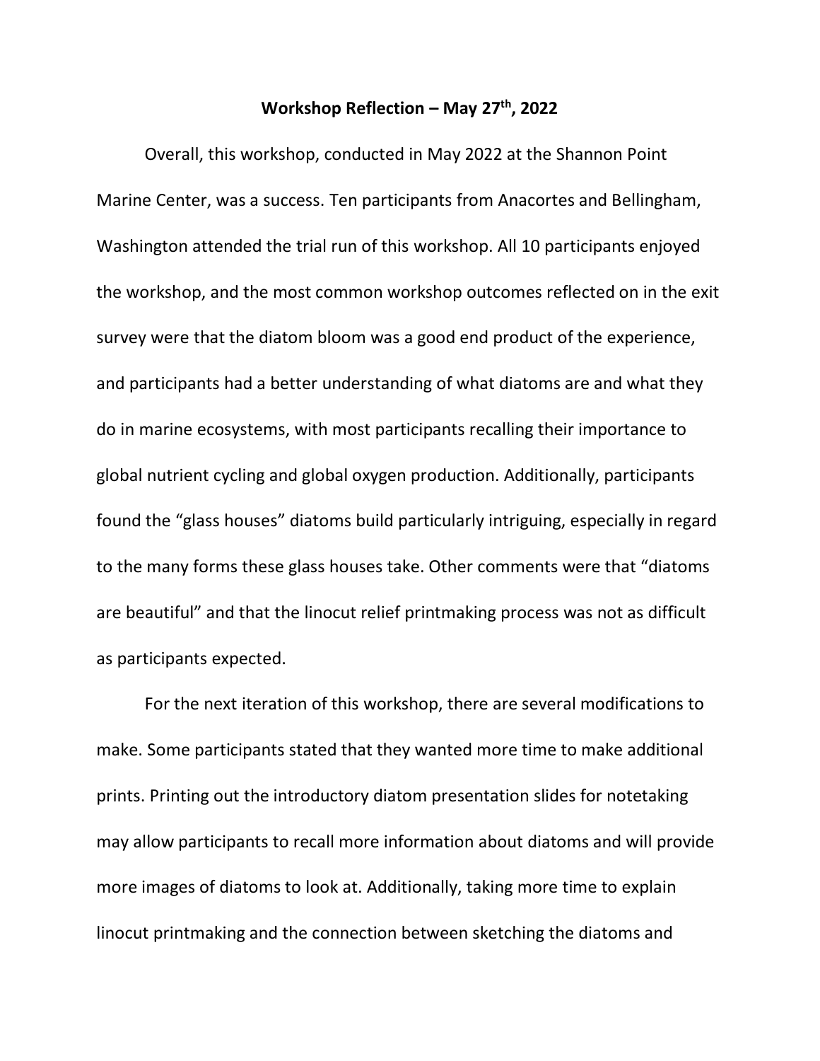**Workshop Reflection – May 27th, 2022**

Overall, this workshop, conducted in May 2022 at the Shannon Point Marine Center, was a success. Ten participants from Anacortes and Bellingham, Washington attended the trial run of this workshop. All 10 participants enjoyed the workshop, and the most common workshop outcomes reflected on in the exit survey were that the diatom bloom was a good end product of the experience, and participants had a better understanding of what diatoms are and what they do in marine ecosystems, with most participants recalling their importance to global nutrient cycling and global oxygen production. Additionally, participants found the "glass houses" diatoms build particularly intriguing, especially in regard to the many forms these glass houses take. Other comments were that "diatoms are beautiful" and that the linocut relief printmaking process was not as difficult as participants expected.

For the next iteration of this workshop, there are several modifications to make. Some participants stated that they wanted more time to make additional prints. Printing out the introductory diatom presentation slides for notetaking may allow participants to recall more information about diatoms and will provide more images of diatoms to look at. Additionally, taking more time to explain linocut printmaking and the connection between sketching the diatoms and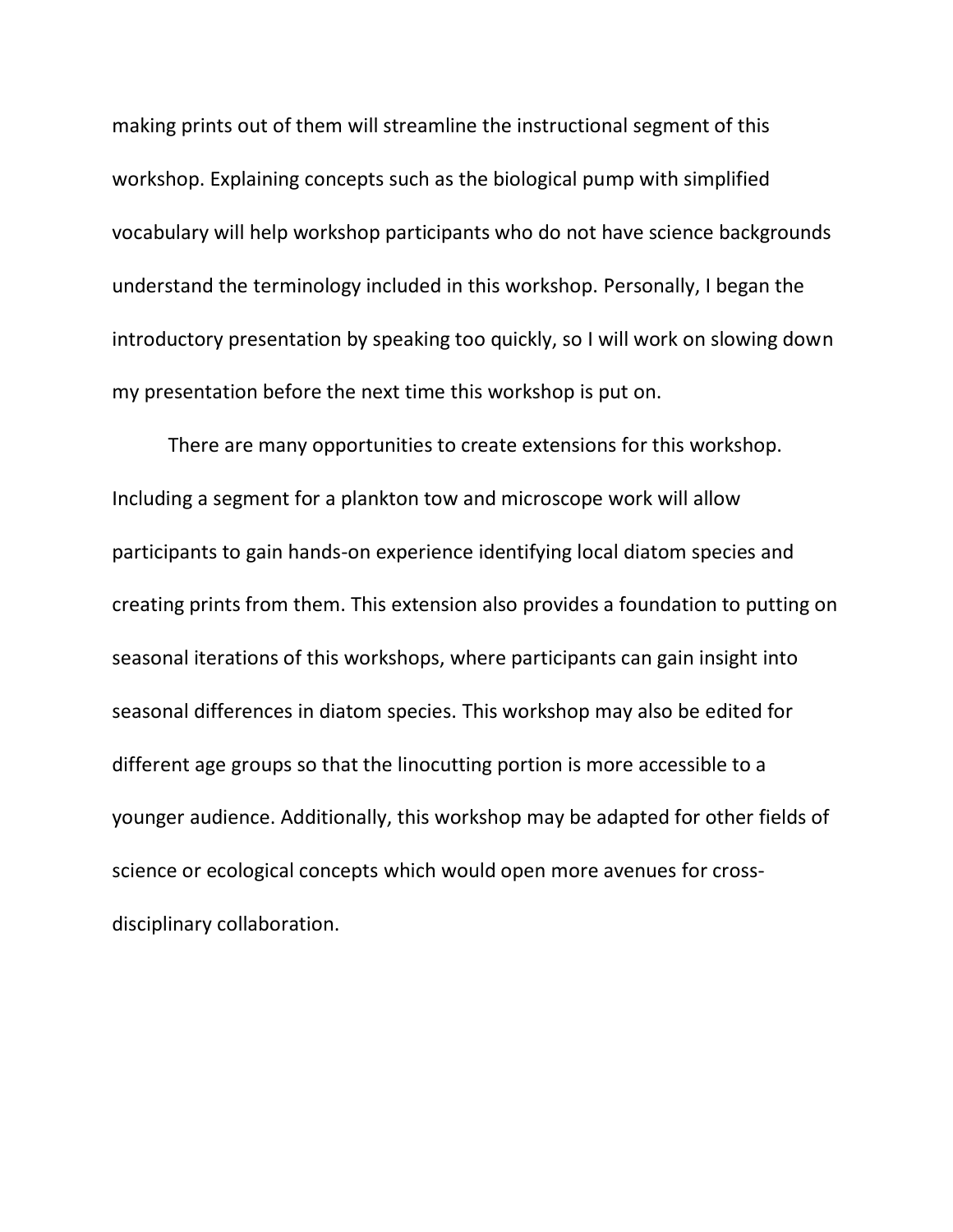making prints out of them will streamline the instructional segment of this workshop. Explaining concepts such as the biological pump with simplified vocabulary will help workshop participants who do not have science backgrounds understand the terminology included in this workshop. Personally, I began the introductory presentation by speaking too quickly, so I will work on slowing down my presentation before the next time this workshop is put on.

There are many opportunities to create extensions for this workshop. Including a segment for a plankton tow and microscope work will allow participants to gain hands-on experience identifying local diatom species and creating prints from them. This extension also provides a foundation to putting on seasonal iterations of this workshops, where participants can gain insight into seasonal differences in diatom species. This workshop may also be edited for different age groups so that the linocutting portion is more accessible to a younger audience. Additionally, this workshop may be adapted for other fields of science or ecological concepts which would open more avenues for cross-disciplinary collaboration.